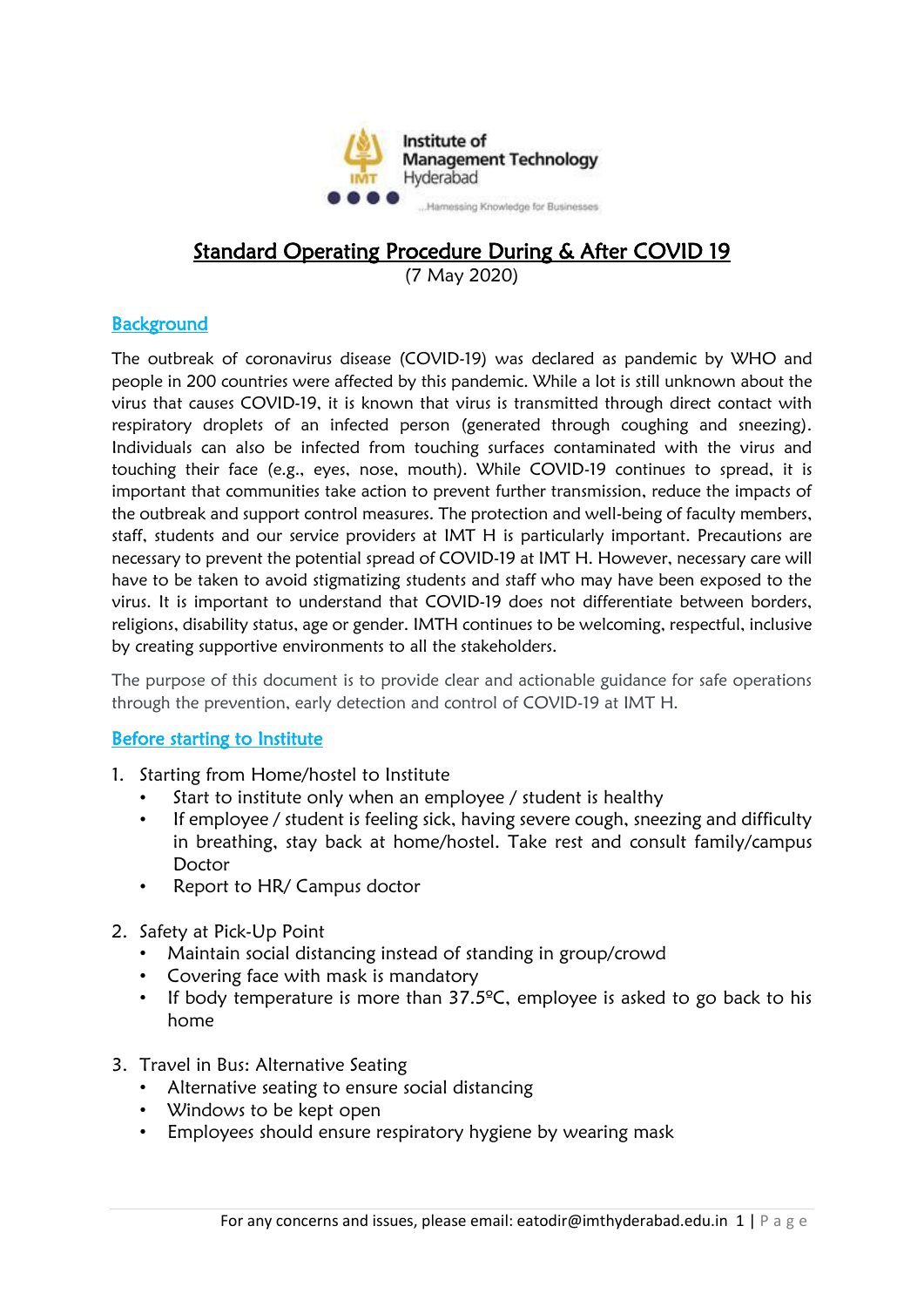Institute of Management Technology Hyderabad

...Harnessing Knowledge for Businesses

# Standard Operating Procedure During & After COVID 19

(7 May 2020)

## Background

The outbreak of coronavirus disease (COVID-19) was declared as pandemic by WHO and people in 200 countries were affected by this pandemic. While a lot is still unknown about the virus that causes COVID-19, it is known that virus is transmitted through direct contact with respiratory droplets of an infected person (generated through coughing and sneezing). Individuals can also be infected from touching surfaces contaminated with the virus and touching their face (e.g., eyes, nose, mouth). While COVID-19 continues to spread, it is important that communities take action to prevent further transmission, reduce the impacts of the outbreak and support control measures. The protection and well-being of faculty members, staff, students and our service providers at IMT H is particularly important. Precautions are necessary to prevent the potential spread of COVID-19 at IMT H. However, necessary care will have to be taken to avoid stigmatizing students and staff who may have been exposed to the virus. It is important to understand that COVID-19 does not differentiate between borders, religions, disability status, age or gender. IMTH continues to be welcoming, respectful, inclusive by creating supportive environments to all the stakeholders.

The purpose of this document is to provide clear and actionable guidance for safe operations through the prevention, early detection and control of COVID-19 at IMT H.

## Before starting to Institute

1. Starting from Home/hostel to Institute
   - Start to institute only when an employee / student is healthy
   - If employee / student is feeling sick, having severe cough, sneezing and difficulty in breathing, stay back at home/hostel. Take rest and consult family/campus Doctor
   - Report to HR/ Campus doctor

2. Safety at Pick-Up Point
   - Maintain social distancing instead of standing in group/crowd
   - Covering face with mask is mandatory
   - If body temperature is more than 37.5ºC, employee is asked to go back to his home

3. Travel in Bus: Alternative Seating
   - Alternative seating to ensure social distancing
   - Windows to be kept open
   - Employees should ensure respiratory hygiene by wearing mask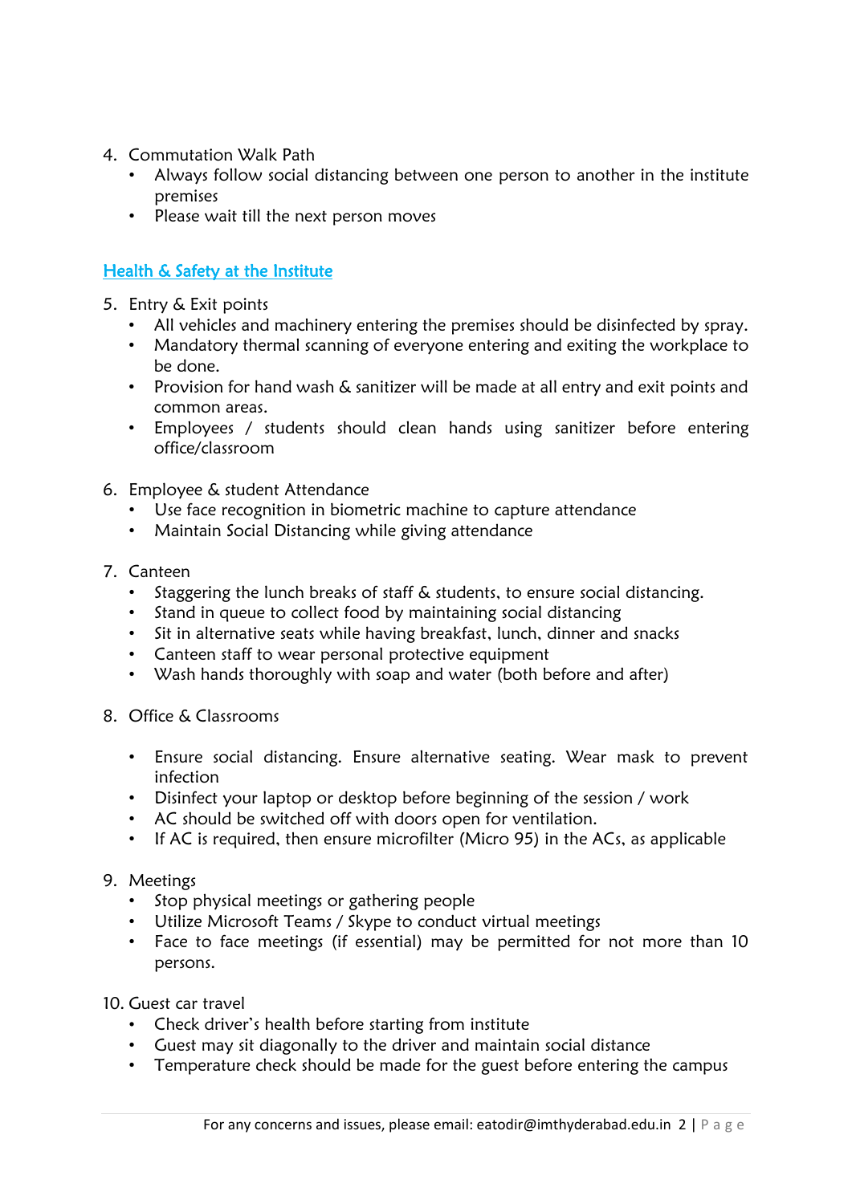4. Commutation Walk Path
    - Always follow social distancing between one person to another in the institute premises
    - Please wait till the next person moves

## Health & Safety at the Institute

5. Entry & Exit points
    - All vehicles and machinery entering the premises should be disinfected by spray.
    - Mandatory thermal scanning of everyone entering and exiting the workplace to be done.
    - Provision for hand wash & sanitizer will be made at all entry and exit points and common areas.
    - Employees / students should clean hands using sanitizer before entering office/classroom

6. Employee & student Attendance
    - Use face recognition in biometric machine to capture attendance
    - Maintain Social Distancing while giving attendance

7. Canteen
    - Staggering the lunch breaks of staff & students, to ensure social distancing.
    - Stand in queue to collect food by maintaining social distancing
    - Sit in alternative seats while having breakfast, lunch, dinner and snacks
    - Canteen staff to wear personal protective equipment
    - Wash hands thoroughly with soap and water (both before and after)

8. Office & Classrooms
    - Ensure social distancing. Ensure alternative seating. Wear mask to prevent infection
    - Disinfect your laptop or desktop before beginning of the session / work
    - AC should be switched off with doors open for ventilation.
    - If AC is required, then ensure microfilter (Micro 95) in the ACs, as applicable

9. Meetings
    - Stop physical meetings or gathering people
    - Utilize Microsoft Teams / Skype to conduct virtual meetings
    - Face to face meetings (if essential) may be permitted for not more than 10 persons.

10. Guest car travel
    - Check driver's health before starting from institute
    - Guest may sit diagonally to the driver and maintain social distance
    - Temperature check should be made for the guest before entering the campus

For any concerns and issues, please email: eatodir@imthyderabad.edu.in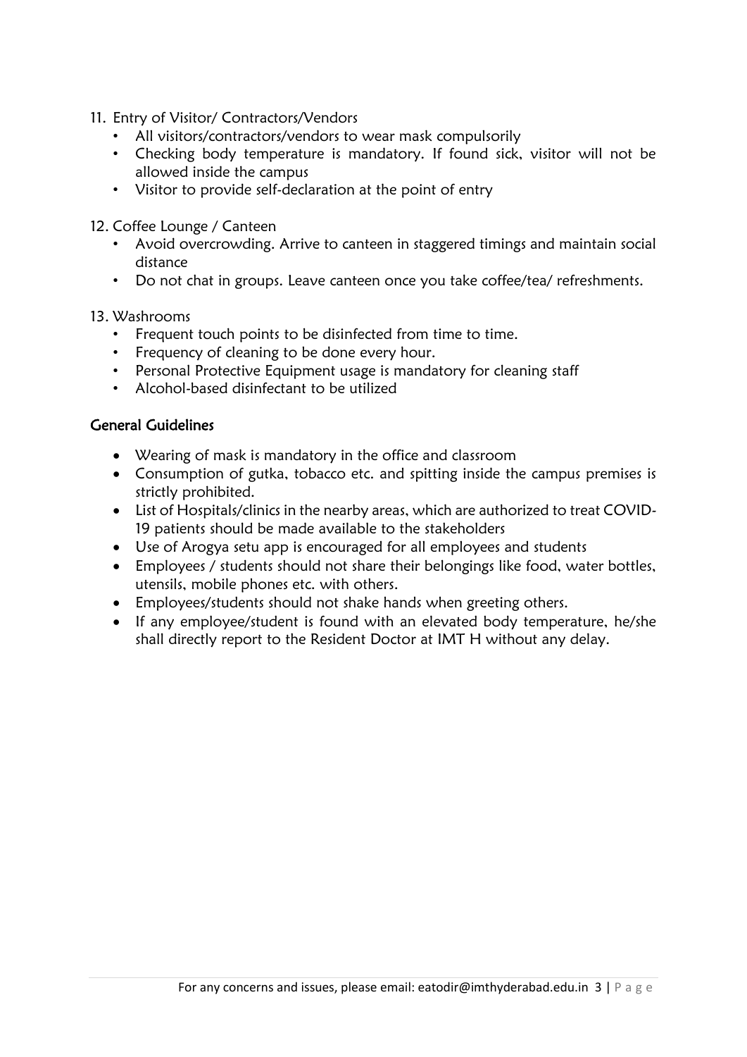11. Entry of Visitor/ Contractors/Vendors
    - All visitors/contractors/vendors to wear mask compulsorily
    - Checking body temperature is mandatory. If found sick, visitor will not be allowed inside the campus
    - Visitor to provide self-declaration at the point of entry

12. Coffee Lounge / Canteen
    - Avoid overcrowding. Arrive to canteen in staggered timings and maintain social distance
    - Do not chat in groups. Leave canteen once you take coffee/tea/ refreshments.

13. Washrooms
    - Frequent touch points to be disinfected from time to time.
    - Frequency of cleaning to be done every hour.
    - Personal Protective Equipment usage is mandatory for cleaning staff
    - Alcohol-based disinfectant to be utilized

## General Guidelines

- Wearing of mask is mandatory in the office and classroom
- Consumption of gutka, tobacco etc. and spitting inside the campus premises is strictly prohibited.
- List of Hospitals/clinics in the nearby areas, which are authorized to treat COVID-19 patients should be made available to the stakeholders
- Use of Arogya setu app is encouraged for all employees and students
- Employees / students should not share their belongings like food, water bottles, utensils, mobile phones etc. with others.
- Employees/students should not shake hands when greeting others.
- If any employee/student is found with an elevated body temperature, he/she shall directly report to the Resident Doctor at IMT H without any delay.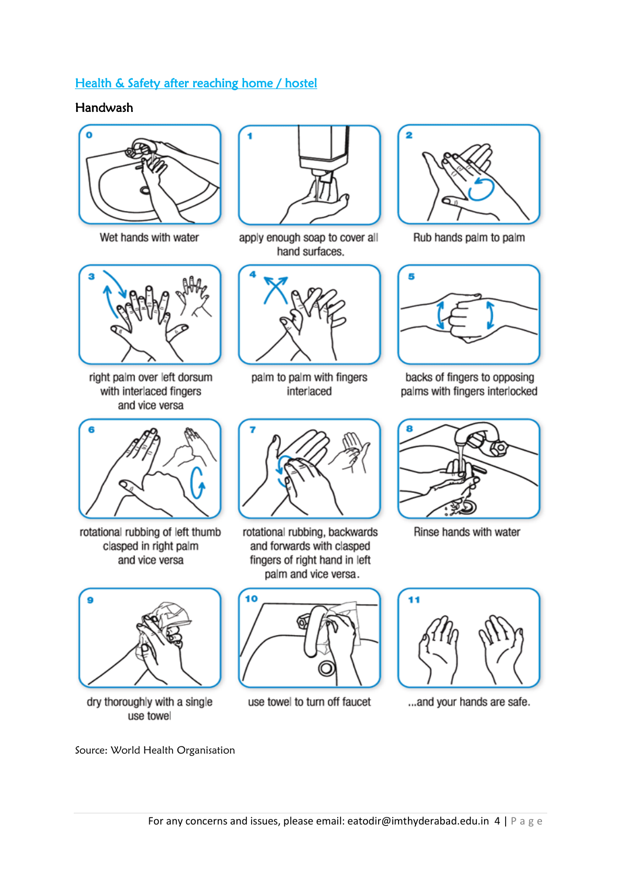## Health & Safety after reaching home / hostel

### Handwash

0. Wet hands with water
1. apply enough soap to cover all hand surfaces.
2. Rub hands palm to palm
3. right palm over left dorsum with interlaced fingers and vice versa
4. palm to palm with fingers interlaced
5. backs of fingers to opposing palms with fingers interlocked
6. rotational rubbing of left thumb clasped in right palm and vice versa
7. rotational rubbing, backwards and forwards with clasped fingers of right hand in left palm and vice versa.
8. Rinse hands with water
9. dry thoroughly with a single use towel
10. use towel to turn off faucet
11. ...and your hands are safe.

Source: World Health Organisation

For any concerns and issues, please email: eatodir@imthyderabad.edu.in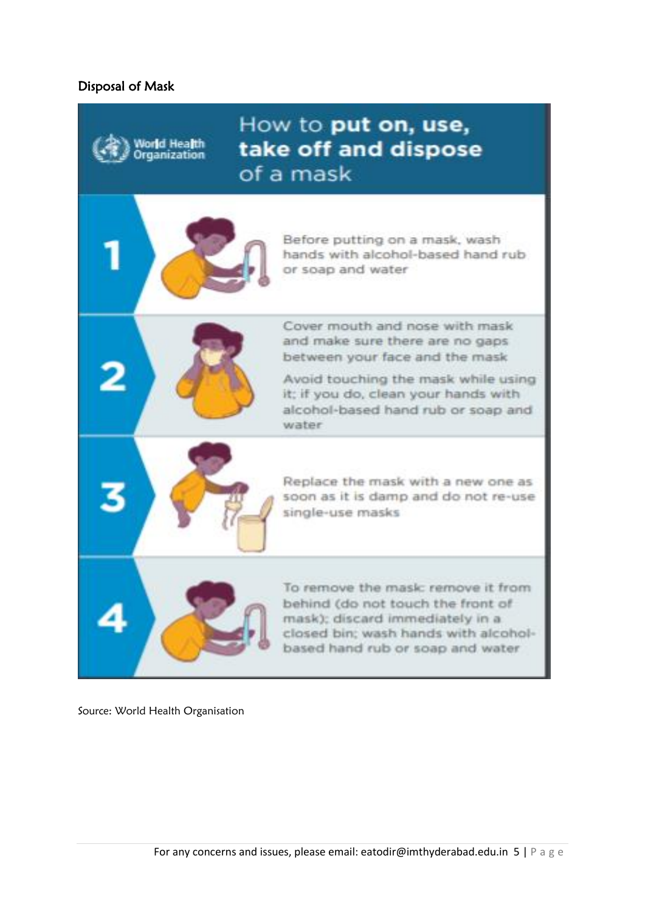## Disposal of Mask

**How to put on, use, take off and dispose of a mask**

World Health Organization

1. Before putting on a mask, wash hands with alcohol-based hand rub or soap and water

2. Cover mouth and nose with mask and make sure there are no gaps between your face and the mask

   Avoid touching the mask while using it; if you do, clean your hands with alcohol-based hand rub or soap and water

3. Replace the mask with a new one as soon as it is damp and do not re-use single-use masks

4. To remove the mask: remove it from behind (do not touch the front of mask); discard immediately in a closed bin; wash hands with alcohol-based hand rub or soap and water

Source: World Health Organisation

For any concerns and issues, please email: eatodir@imthyderabad.edu.in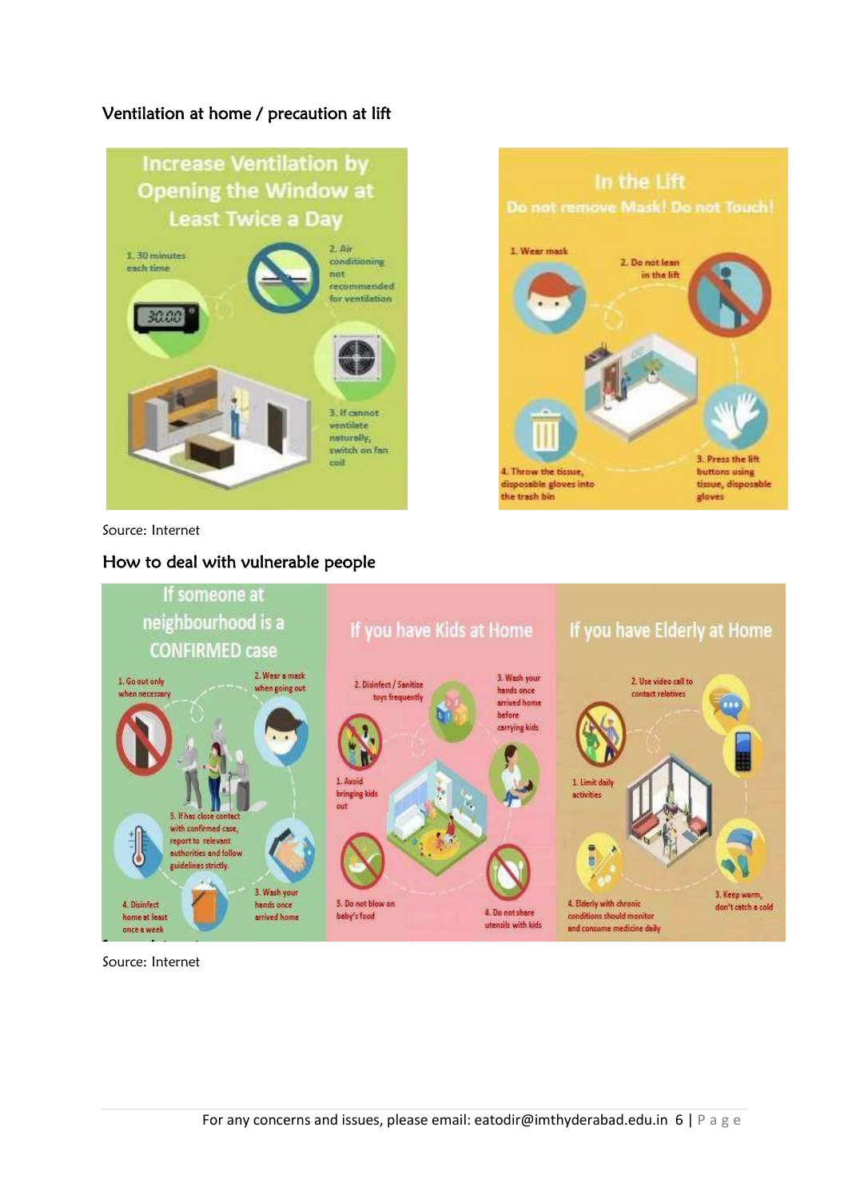## Ventilation at home / precaution at lift

**Increase Ventilation by Opening the Window at Least Twice a Day**

1. 30 minutes each time
2. Air conditioning not recommended for ventilation
3. If cannot ventilate naturally, switch on fan coil

**In the Lift**
**Do not remove Mask! Do not Touch!**

1. Wear mask
2. Do not lean in the lift
3. Press the lift buttons using tissue, disposable gloves
4. Throw the tissue, disposable gloves into the trash bin

Source: Internet

## How to deal with vulnerable people

**If someone at neighbourhood is a CONFIRMED case**

1. Go out only when necessary
2. Wear a mask when going out
3. Wash your hands once arrived home
4. Disinfect home at least once a week
5. If has close contact with confirmed case, report to relevant authorities and follow guidelines strictly.

**If you have Kids at Home**

1. Avoid bringing kids out
2. Disinfect / Sanitize toys frequently
3. Wash your hands once arrived home before carrying kids
4. Do not share utensils with kids
5. Do not blow on baby's food

**If you have Elderly at Home**

1. Limit daily activities
2. Use video call to contact relatives
3. Keep warm, don't catch a cold
4. Elderly with chronic conditions should monitor and consume medicine daily

Source: Internet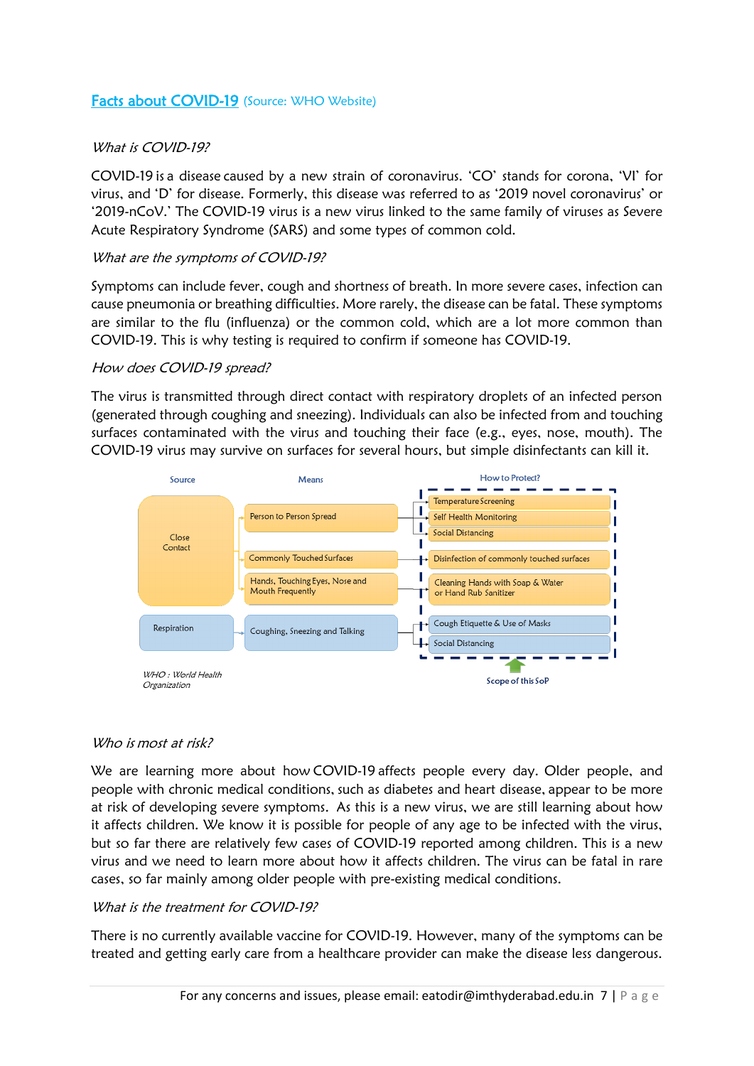## Facts about COVID-19 (Source: WHO Website)

*What is COVID-19?*

COVID-19 is a disease caused by a new strain of coronavirus. 'CO' stands for corona, 'VI' for virus, and 'D' for disease. Formerly, this disease was referred to as '2019 novel coronavirus' or '2019-nCoV.' The COVID-19 virus is a new virus linked to the same family of viruses as Severe Acute Respiratory Syndrome (SARS) and some types of common cold.

*What are the symptoms of COVID-19?*

Symptoms can include fever, cough and shortness of breath. In more severe cases, infection can cause pneumonia or breathing difficulties. More rarely, the disease can be fatal. These symptoms are similar to the flu (influenza) or the common cold, which are a lot more common than COVID-19. This is why testing is required to confirm if someone has COVID-19.

*How does COVID-19 spread?*

The virus is transmitted through direct contact with respiratory droplets of an infected person (generated through coughing and sneezing). Individuals can also be infected from and touching surfaces contaminated with the virus and touching their face (e.g., eyes, nose, mouth). The COVID-19 virus may survive on surfaces for several hours, but simple disinfectants can kill it.

| Source | Means | How to Protect? |
|---|---|---|
| Close Contact | Person to Person Spread | Temperature Screening; Self Health Monitoring; Social Distancing |
| | Commonly Touched Surfaces | Disinfection of commonly touched surfaces |
| | Hands, Touching Eyes, Nose and Mouth Frequently | Cleaning Hands with Soap & Water or Hand Rub Sanitizer |
| Respiration | Coughing, Sneezing and Talking | Cough Etiquette & Use of Masks; Social Distancing |

*WHO : World Health Organization*

Scope of this SoP

*Who is most at risk?*

We are learning more about how COVID-19 affects people every day. Older people, and people with chronic medical conditions, such as diabetes and heart disease, appear to be more at risk of developing severe symptoms. As this is a new virus, we are still learning about how it affects children. We know it is possible for people of any age to be infected with the virus, but so far there are relatively few cases of COVID-19 reported among children. This is a new virus and we need to learn more about how it affects children. The virus can be fatal in rare cases, so far mainly among older people with pre-existing medical conditions.

*What is the treatment for COVID-19?*

There is no currently available vaccine for COVID-19. However, many of the symptoms can be treated and getting early care from a healthcare provider can make the disease less dangerous.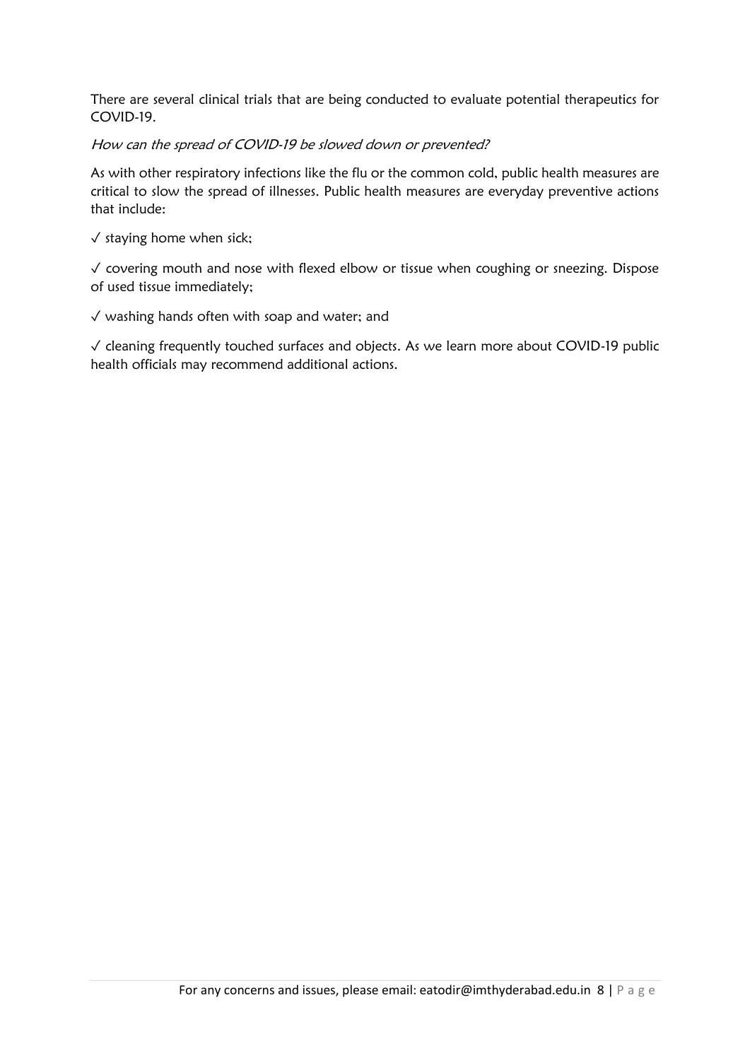There are several clinical trials that are being conducted to evaluate potential therapeutics for COVID-19.

*How can the spread of COVID-19 be slowed down or prevented?*

As with other respiratory infections like the flu or the common cold, public health measures are critical to slow the spread of illnesses. Public health measures are everyday preventive actions that include:

✓ staying home when sick;

✓ covering mouth and nose with flexed elbow or tissue when coughing or sneezing. Dispose of used tissue immediately;

✓ washing hands often with soap and water; and

✓ cleaning frequently touched surfaces and objects. As we learn more about COVID-19 public health officials may recommend additional actions.

For any concerns and issues, please email: eatodir@imthyderabad.edu.in